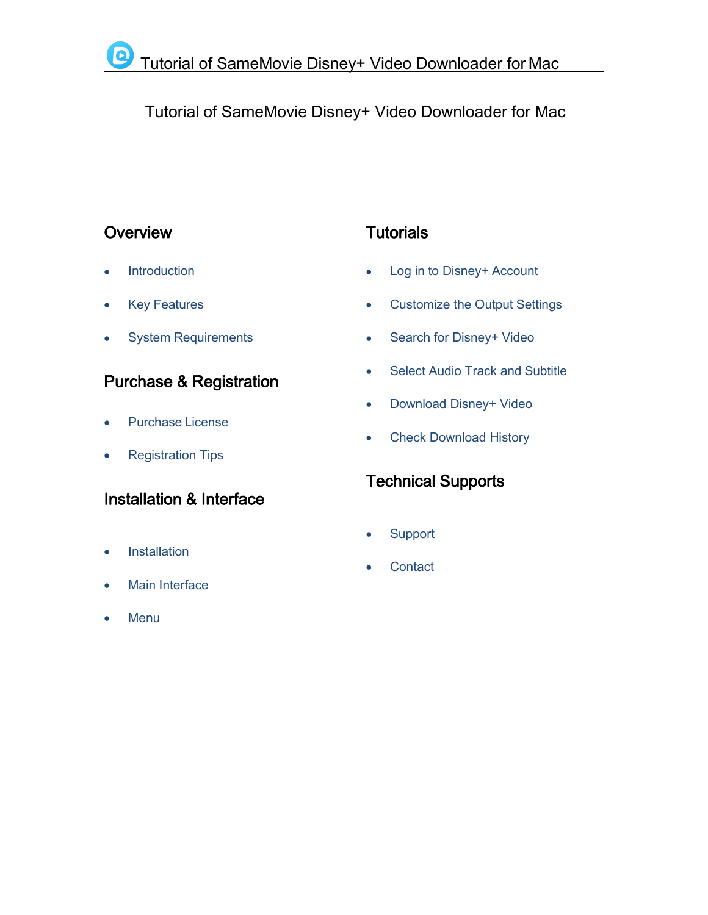# Tutorial of SameMovie Disney+ Video Downloader for Mac

## Overview

- Introduction
- Key Features
- System Requirements

## Purchase & Registration

- Purchase License
- Registration Tips

## Installation & Interface

- Installation
- Main Interface
- Menu

## Tutorials

- Log in to Disney+ Account
- Customize the Output Settings
- Search for Disney+ Video
- Select Audio Track and Subtitle
- Download Disney+ Video
- Check Download History

## Technical Supports

- Support
- Contact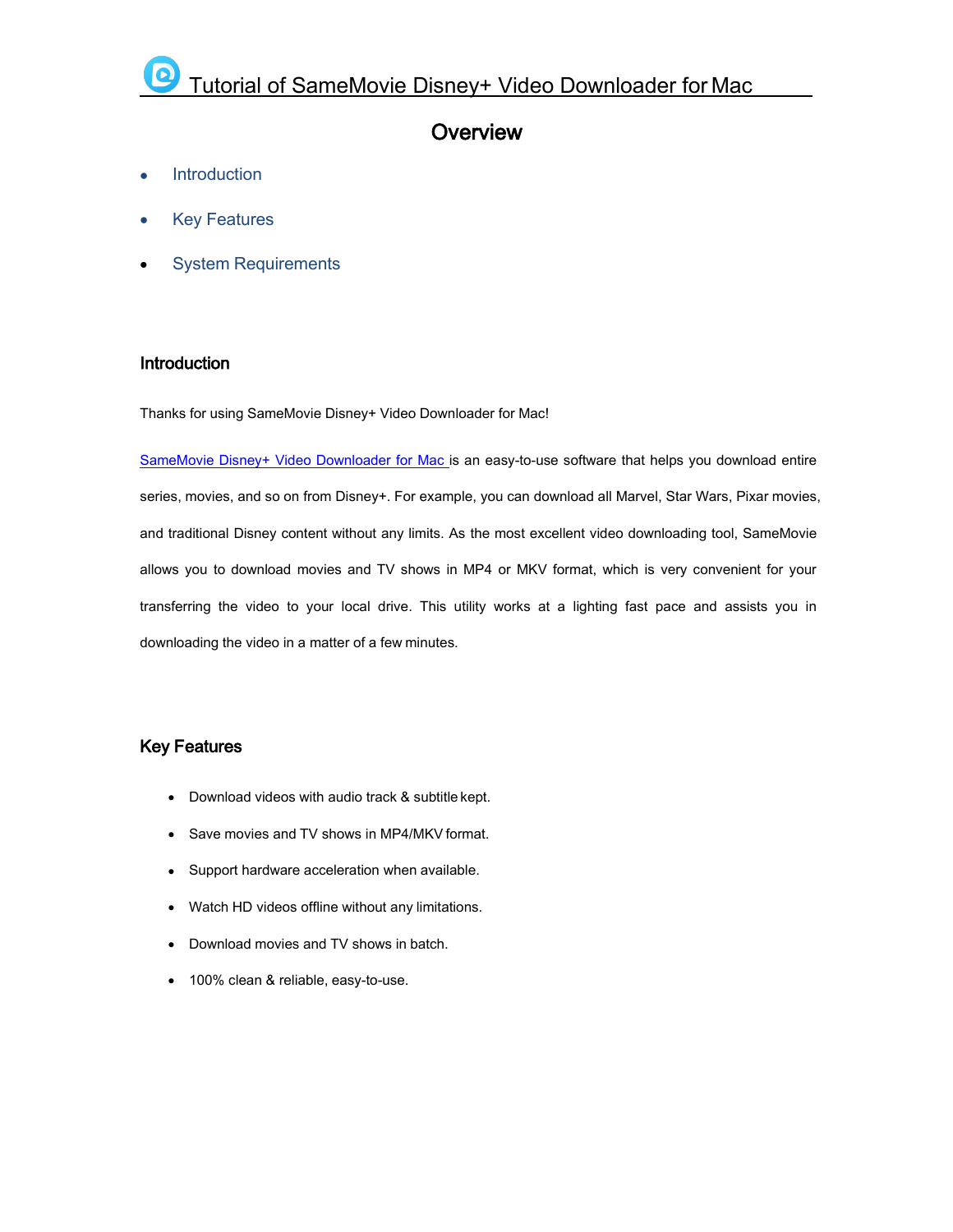# Tutorial of SameMovie Disney+ Video Downloader for Mac

## Overview

- Introduction
- Key Features
- System Requirements

### Introduction

Thanks for using SameMovie Disney+ Video Downloader for Mac!

SameMovie Disney+ Video Downloader for Mac is an easy-to-use software that helps you download entire series, movies, and so on from Disney+. For example, you can download all Marvel, Star Wars, Pixar movies, and traditional Disney content without any limits. As the most excellent video downloading tool, SameMovie allows you to download movies and TV shows in MP4 or MKV format, which is very convenient for your transferring the video to your local drive. This utility works at a lighting fast pace and assists you in downloading the video in a matter of a few minutes.

### Key Features

- Download videos with audio track & subtitle kept.
- Save movies and TV shows in MP4/MKV format.
- Support hardware acceleration when available.
- Watch HD videos offline without any limitations.
- Download movies and TV shows in batch.
- 100% clean & reliable, easy-to-use.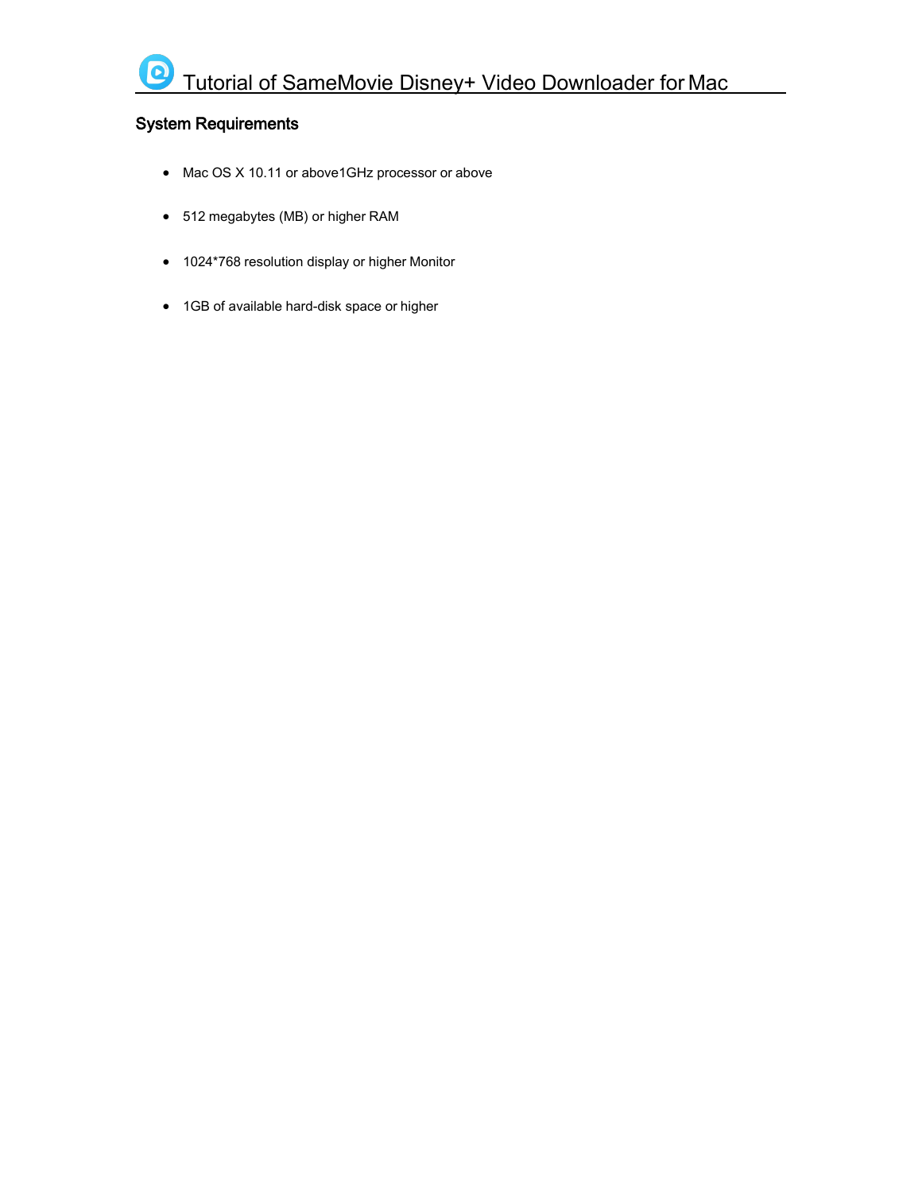## System Requirements

- Mac OS X 10.11 or above1GHz processor or above
- 512 megabytes (MB) or higher RAM
- 1024*768 resolution display or higher Monitor
- 1GB of available hard-disk space or higher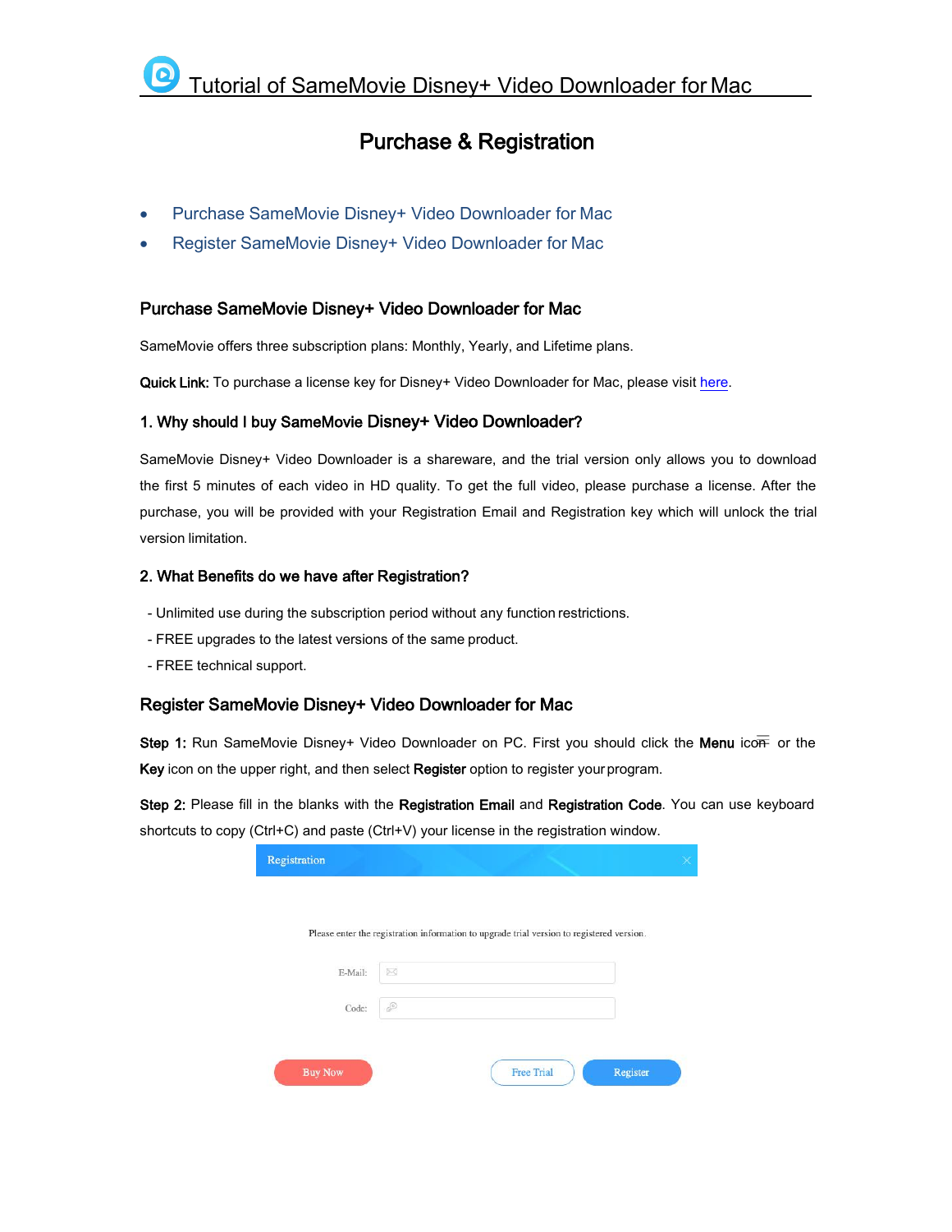# Tutorial of SameMovie Disney+ Video Downloader for Mac

## Purchase & Registration

- Purchase SameMovie Disney+ Video Downloader for Mac
- Register SameMovie Disney+ Video Downloader for Mac

### Purchase SameMovie Disney+ Video Downloader for Mac

SameMovie offers three subscription plans: Monthly, Yearly, and Lifetime plans.

**Quick Link:** To purchase a license key for Disney+ Video Downloader for Mac, please visit here.

#### 1. Why should I buy SameMovie Disney+ Video Downloader?

SameMovie Disney+ Video Downloader is a shareware, and the trial version only allows you to download the first 5 minutes of each video in HD quality. To get the full video, please purchase a license. After the purchase, you will be provided with your Registration Email and Registration key which will unlock the trial version limitation.

#### 2. What Benefits do we have after Registration?

- Unlimited use during the subscription period without any function restrictions.
- FREE upgrades to the latest versions of the same product.
- FREE technical support.

### Register SameMovie Disney+ Video Downloader for Mac

**Step 1:** Run SameMovie Disney+ Video Downloader on PC. First you should click the **Menu** icon or the **Key** icon on the upper right, and then select **Register** option to register your program.

**Step 2:** Please fill in the blanks with the **Registration Email** and **Registration Code**. You can use keyboard shortcuts to copy (Ctrl+C) and paste (Ctrl+V) your license in the registration window.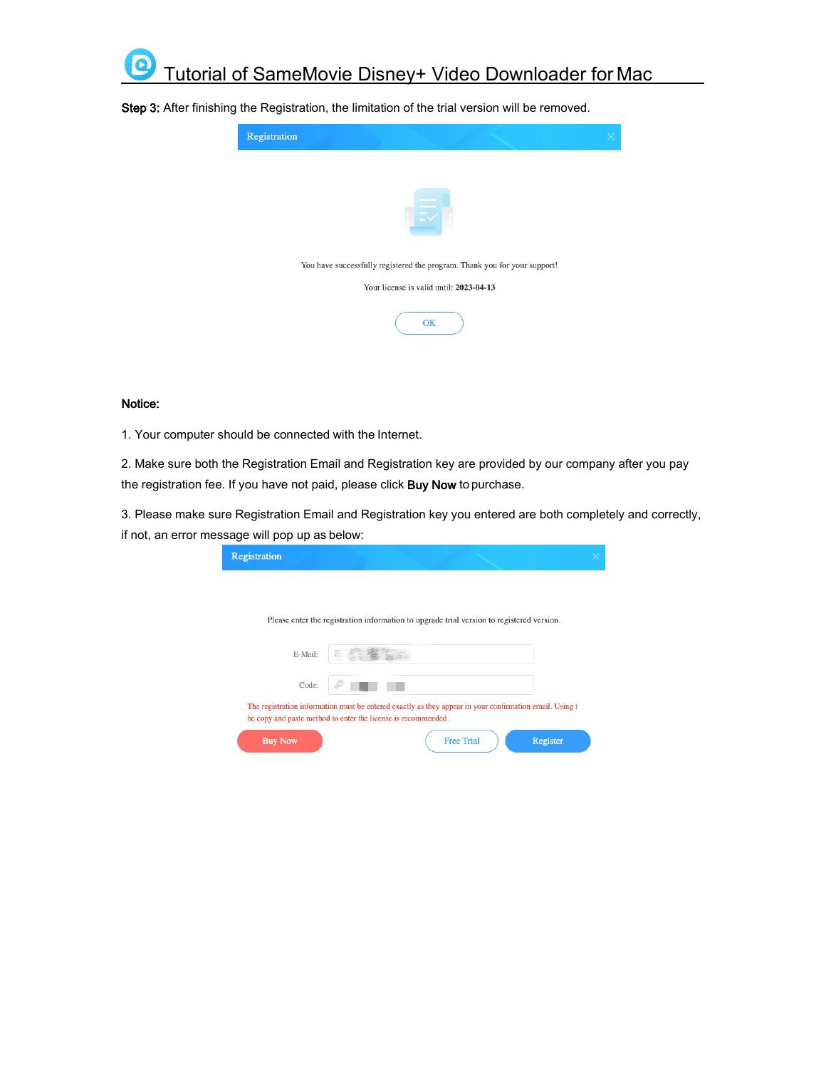**Step 3:** After finishing the Registration, the limitation of the trial version will be removed.

Registration

You have successfully registered the program. Thank you for your support!

Your license is valid until: **2023-04-13**

OK

**Notice:**

1. Your computer should be connected with the Internet.

2. Make sure both the Registration Email and Registration key are provided by our company after you pay the registration fee. If you have not paid, please click **Buy Now** to purchase.

3. Please make sure Registration Email and Registration key you entered are both completely and correctly, if not, an error message will pop up as below:

Registration

Please enter the registration information to upgrade trial version to registered version.

E-Mail:

Code:

The registration information must be entered exactly as they appear in your confirmation email. Using t he copy and paste method to enter the license is recommended.

Buy Now | Free Trial | Register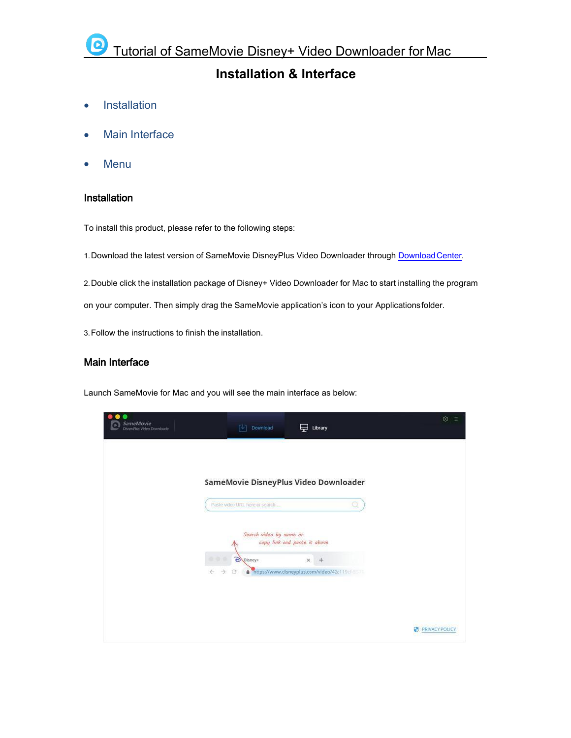# Tutorial of SameMovie Disney+ Video Downloader for Mac

## Installation & Interface

- Installation
- Main Interface
- Menu

### Installation

To install this product, please refer to the following steps:

1. Download the latest version of SameMovie DisneyPlus Video Downloader through Download Center.

2. Double click the installation package of Disney+ Video Downloader for Mac to start installing the program on your computer. Then simply drag the SameMovie application's icon to your Applications folder.

3. Follow the instructions to finish the installation.

### Main Interface

Launch SameMovie for Mac and you will see the main interface as below: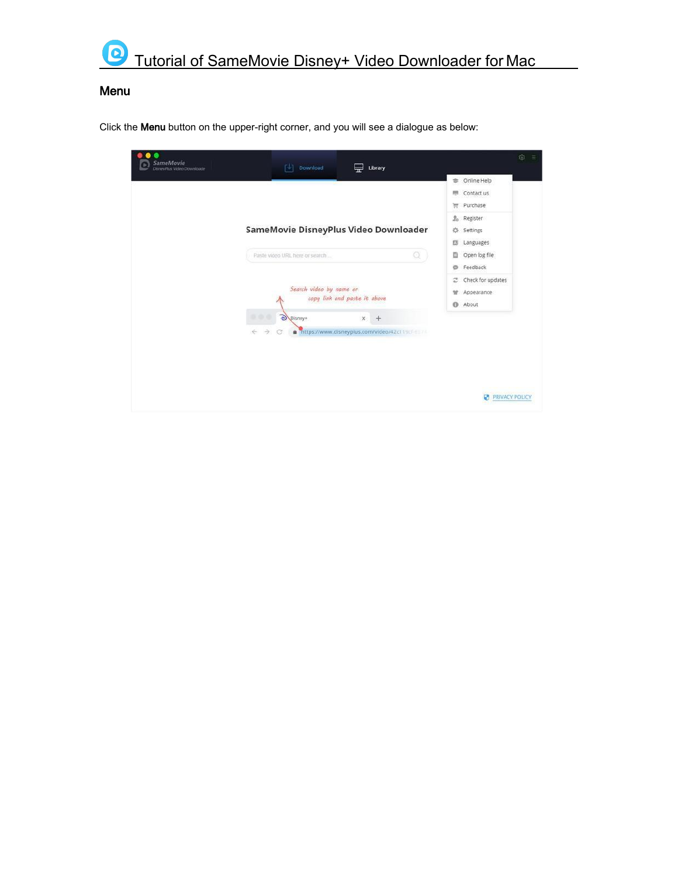## Menu

Click the **Menu** button on the upper-right corner, and you will see a dialogue as below: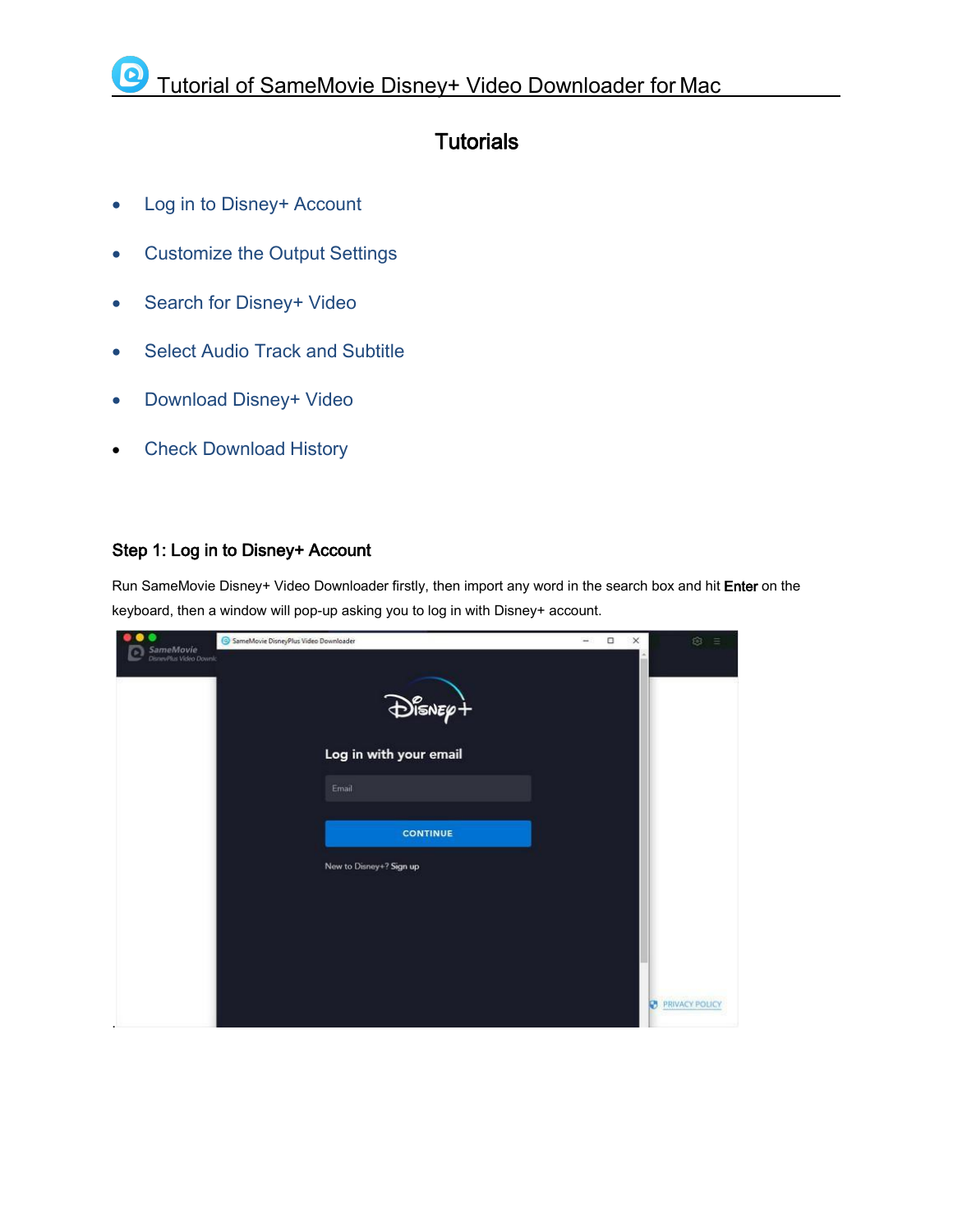# Tutorial of SameMovie Disney+ Video Downloader for Mac

## Tutorials

- Log in to Disney+ Account
- Customize the Output Settings
- Search for Disney+ Video
- Select Audio Track and Subtitle
- Download Disney+ Video
- Check Download History

### Step 1: Log in to Disney+ Account

Run SameMovie Disney+ Video Downloader firstly, then import any word in the search box and hit **Enter** on the keyboard, then a window will pop-up asking you to log in with Disney+ account.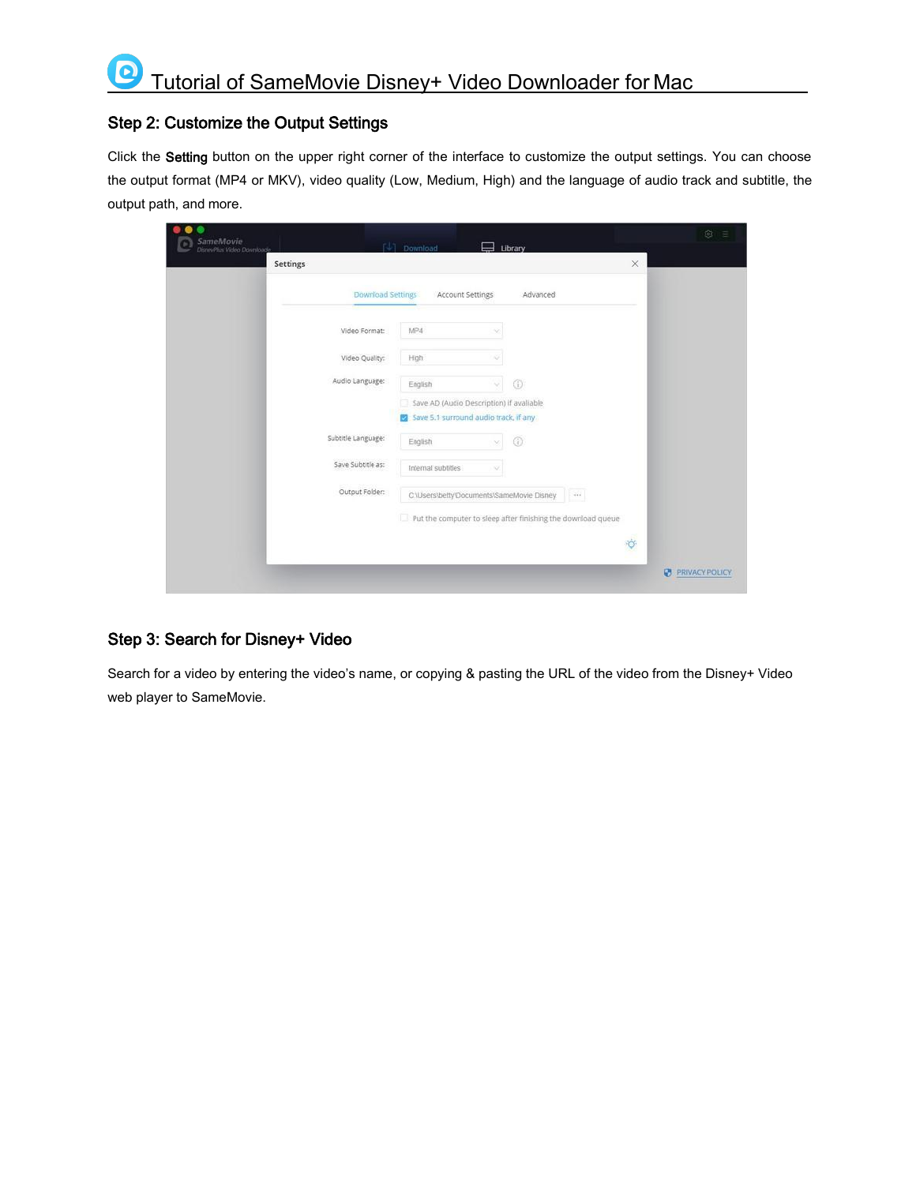## Step 2: Customize the Output Settings

Click the **Setting** button on the upper right corner of the interface to customize the output settings. You can choose the output format (MP4 or MKV), video quality (Low, Medium, High) and the language of audio track and subtitle, the output path, and more.

## Step 3: Search for Disney+ Video

Search for a video by entering the video's name, or copying & pasting the URL of the video from the Disney+ Video web player to SameMovie.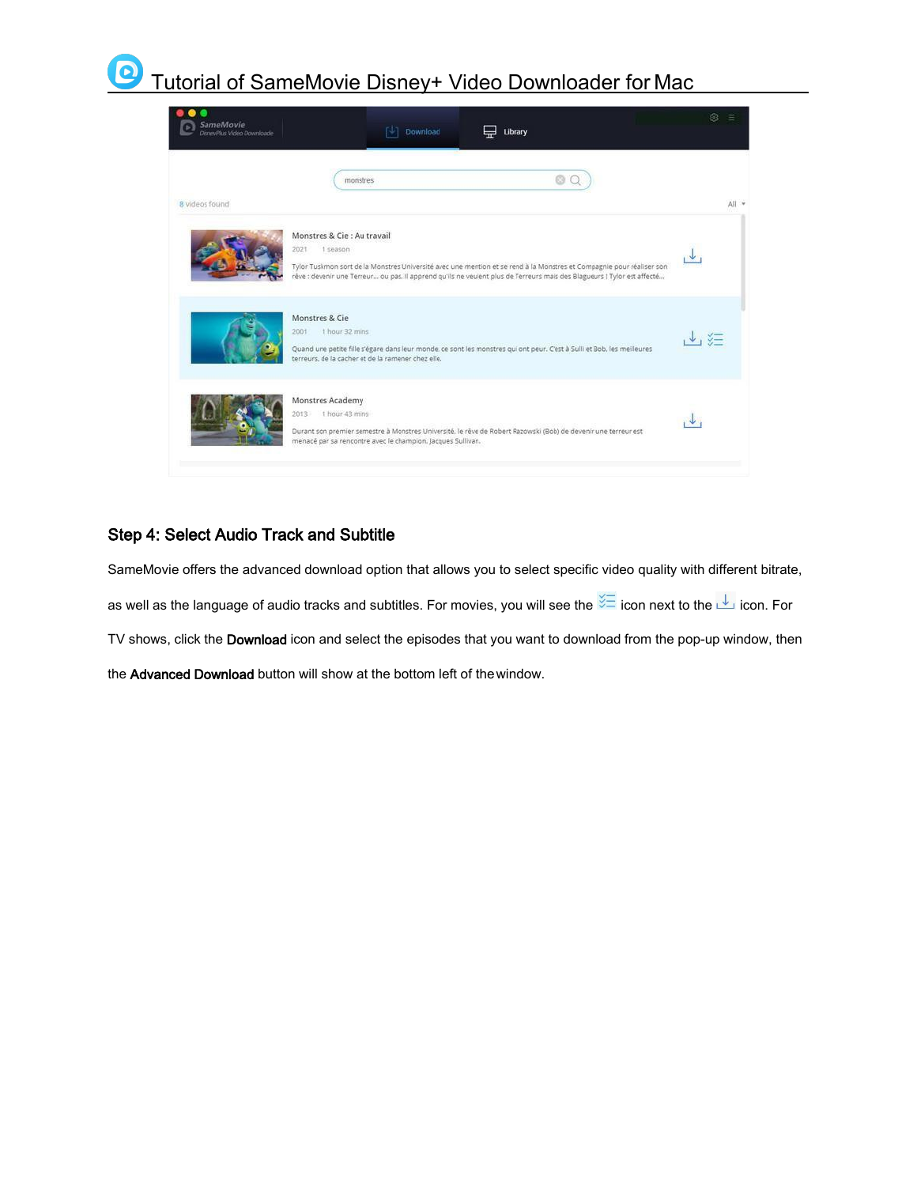## Step 4: Select Audio Track and Subtitle

SameMovie offers the advanced download option that allows you to select specific video quality with different bitrate, as well as the language of audio tracks and subtitles. For movies, you will see the icon next to the icon. For TV shows, click the **Download** icon and select the episodes that you want to download from the pop-up window, then the **Advanced Download** button will show at the bottom left of the window.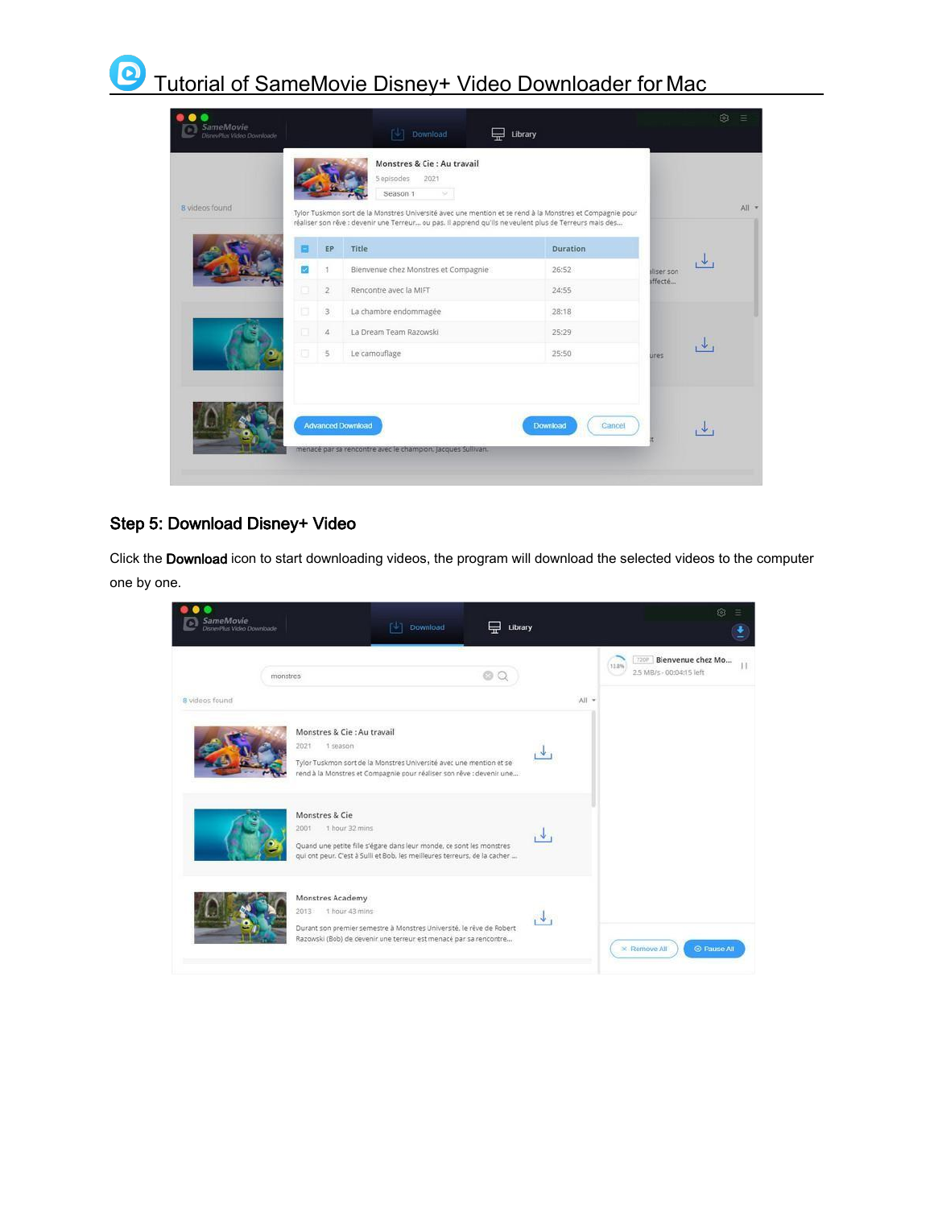## Step 5: Download Disney+ Video

Click the **Download** icon to start downloading videos, the program will download the selected videos to the computer one by one.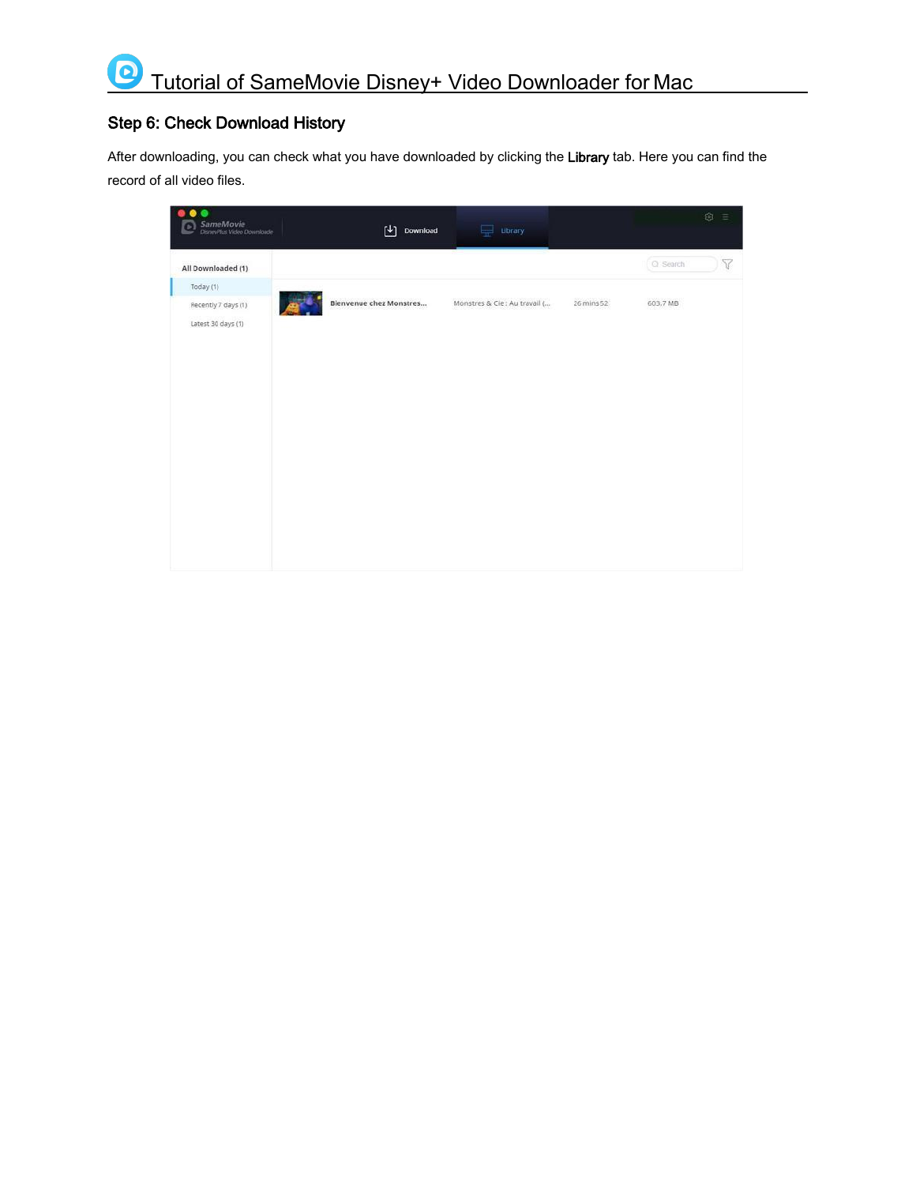## Step 6: Check Download History

After downloading, you can check what you have downloaded by clicking the **Library** tab. Here you can find the record of all video files.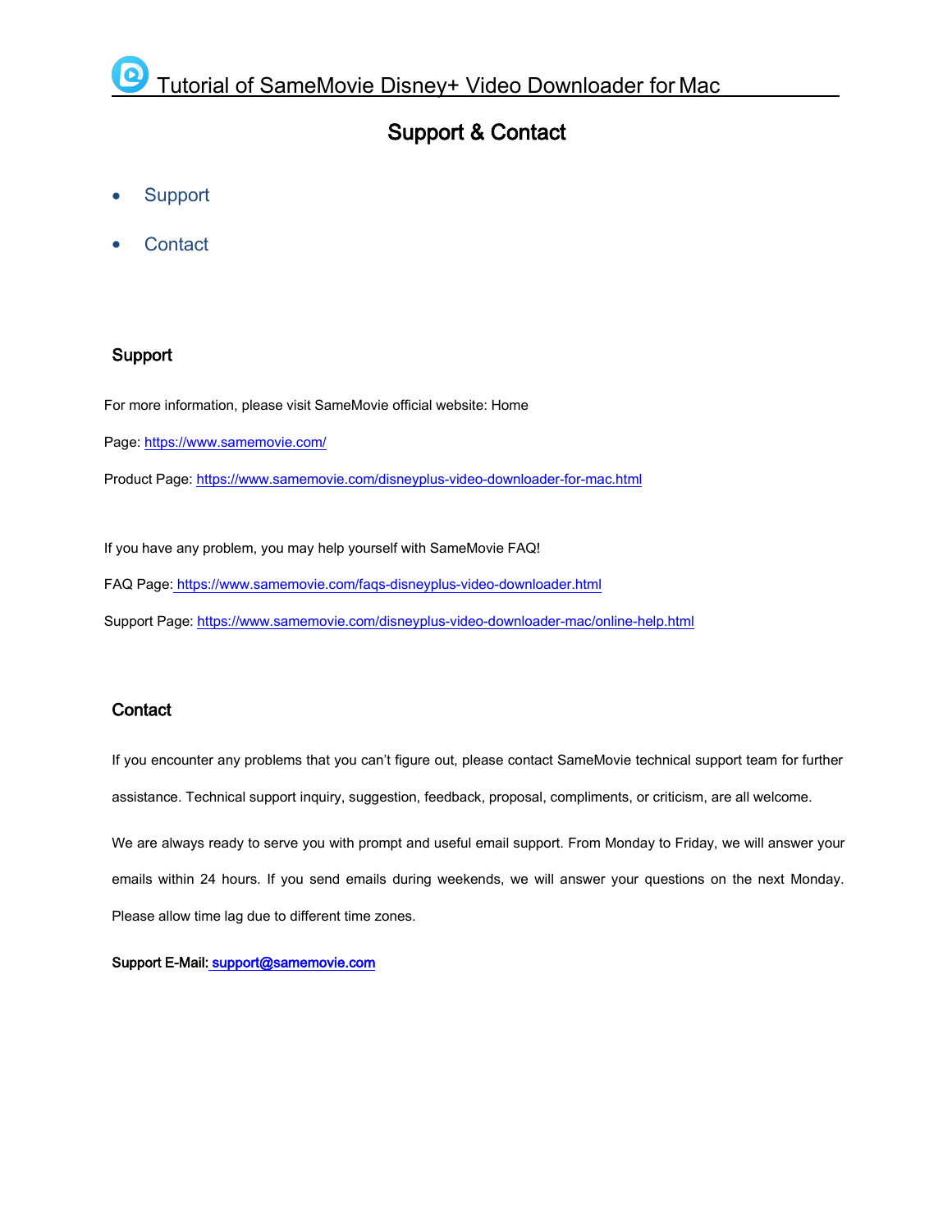# Support & Contact

- Support
- Contact

## Support

For more information, please visit SameMovie official website: Home

Page: https://www.samemovie.com/

Product Page: https://www.samemovie.com/disneyplus-video-downloader-for-mac.html

If you have any problem, you may help yourself with SameMovie FAQ!

FAQ Page: https://www.samemovie.com/faqs-disneyplus-video-downloader.html

Support Page: https://www.samemovie.com/disneyplus-video-downloader-mac/online-help.html

## Contact

If you encounter any problems that you can't figure out, please contact SameMovie technical support team for further assistance. Technical support inquiry, suggestion, feedback, proposal, compliments, or criticism, are all welcome.

We are always ready to serve you with prompt and useful email support. From Monday to Friday, we will answer your emails within 24 hours. If you send emails during weekends, we will answer your questions on the next Monday. Please allow time lag due to different time zones.

**Support E-Mail: support@samemovie.com**